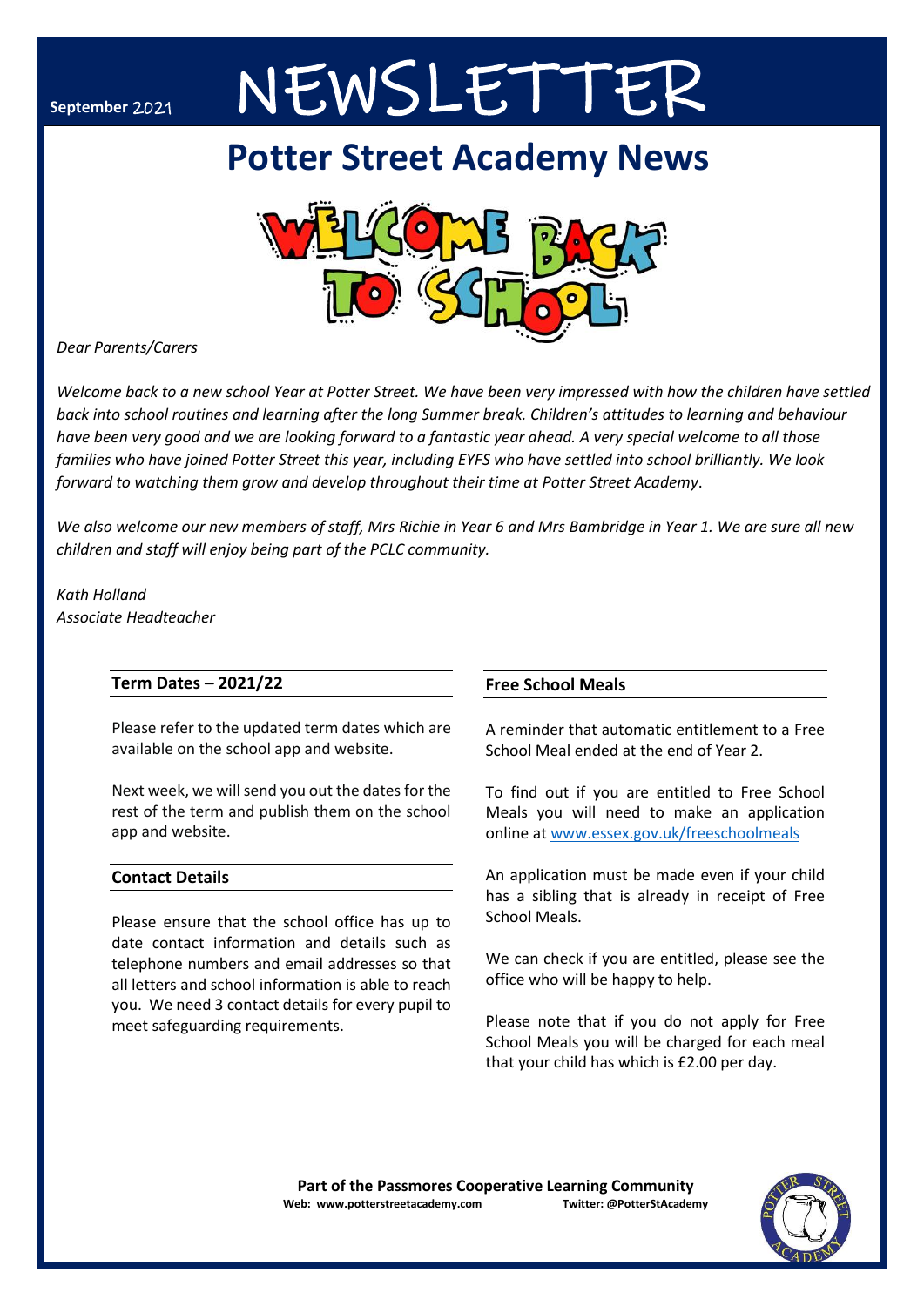September 2021

# NEWSLETTER

## Potter Street Academy News

WELCOME BACK TO SCHOOL

*Dear Parents/Carers*

*Welcome back to a new school Year at Potter Street. We have been very impressed with how the children have settled back into school routines and learning after the long Summer break. Children's attitudes to learning and behaviour have been very good and we are looking forward to a fantastic year ahead. A very special welcome to all those families who have joined Potter Street this year, including EYFS who have settled into school brilliantly. We look forward to watching them grow and develop throughout their time at Potter Street Academy.*

*We also welcome our new members of staff, Mrs Richie in Year 6 and Mrs Bambridge in Year 1. We are sure all new children and staff will enjoy being part of the PCLC community.*

*Kath Holland*
*Associate Headteacher*

### Term Dates – 2021/22

Please refer to the updated term dates which are available on the school app and website.

Next week, we will send you out the dates for the rest of the term and publish them on the school app and website.

### Contact Details

Please ensure that the school office has up to date contact information and details such as telephone numbers and email addresses so that all letters and school information is able to reach you. We need 3 contact details for every pupil to meet safeguarding requirements.

### Free School Meals

A reminder that automatic entitlement to a Free School Meal ended at the end of Year 2.

To find out if you are entitled to Free School Meals you will need to make an application online at www.essex.gov.uk/freeschoolmeals

An application must be made even if your child has a sibling that is already in receipt of Free School Meals.

We can check if you are entitled, please see the office who will be happy to help.

Please note that if you do not apply for Free School Meals you will be charged for each meal that your child has which is £2.00 per day.

**Part of the Passmores Cooperative Learning Community**
**Web: www.potterstreetacademy.com** **Twitter: @PotterStAcademy**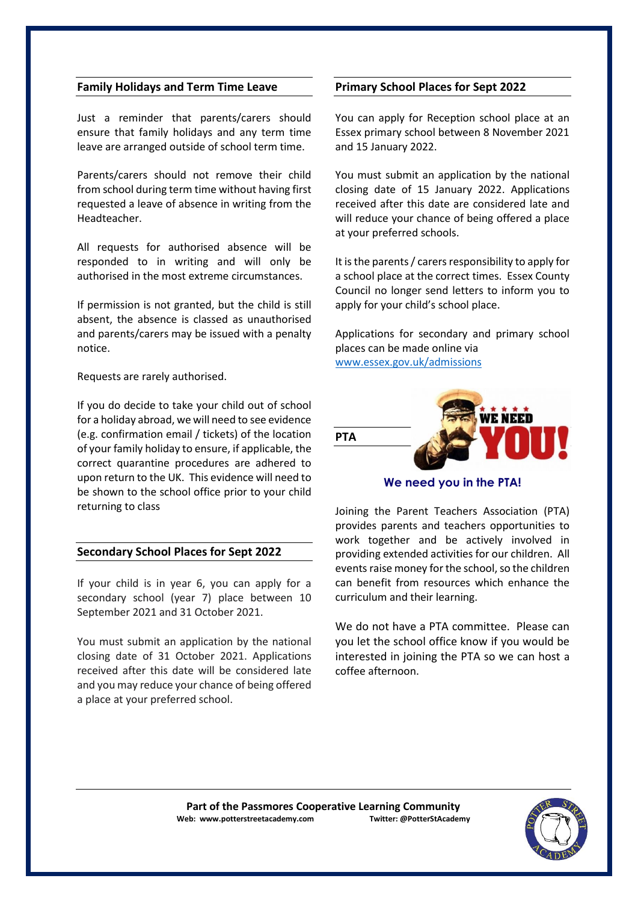## Family Holidays and Term Time Leave

Just a reminder that parents/carers should ensure that family holidays and any term time leave are arranged outside of school term time.

Parents/carers should not remove their child from school during term time without having first requested a leave of absence in writing from the Headteacher.

All requests for authorised absence will be responded to in writing and will only be authorised in the most extreme circumstances.

If permission is not granted, but the child is still absent, the absence is classed as unauthorised and parents/carers may be issued with a penalty notice.

Requests are rarely authorised.

If you do decide to take your child out of school for a holiday abroad, we will need to see evidence (e.g. confirmation email / tickets) of the location of your family holiday to ensure, if applicable, the correct quarantine procedures are adhered to upon return to the UK. This evidence will need to be shown to the school office prior to your child returning to class

## Secondary School Places for Sept 2022

If your child is in year 6, you can apply for a secondary school (year 7) place between 10 September 2021 and 31 October 2021.

You must submit an application by the national closing date of 31 October 2021. Applications received after this date will be considered late and you may reduce your chance of being offered a place at your preferred school.

## Primary School Places for Sept 2022

You can apply for Reception school place at an Essex primary school between 8 November 2021 and 15 January 2022.

You must submit an application by the national closing date of 15 January 2022. Applications received after this date are considered late and will reduce your chance of being offered a place at your preferred schools.

It is the parents / carers responsibility to apply for a school place at the correct times. Essex County Council no longer send letters to inform you to apply for your child's school place.

Applications for secondary and primary school places can be made online via [www.essex.gov.uk/admissions](www.essex.gov.uk/admissions)

## PTA

**We need you in the PTA!**

Joining the Parent Teachers Association (PTA) provides parents and teachers opportunities to work together and be actively involved in providing extended activities for our children. All events raise money for the school, so the children can benefit from resources which enhance the curriculum and their learning.

We do not have a PTA committee. Please can you let the school office know if you would be interested in joining the PTA so we can host a coffee afternoon.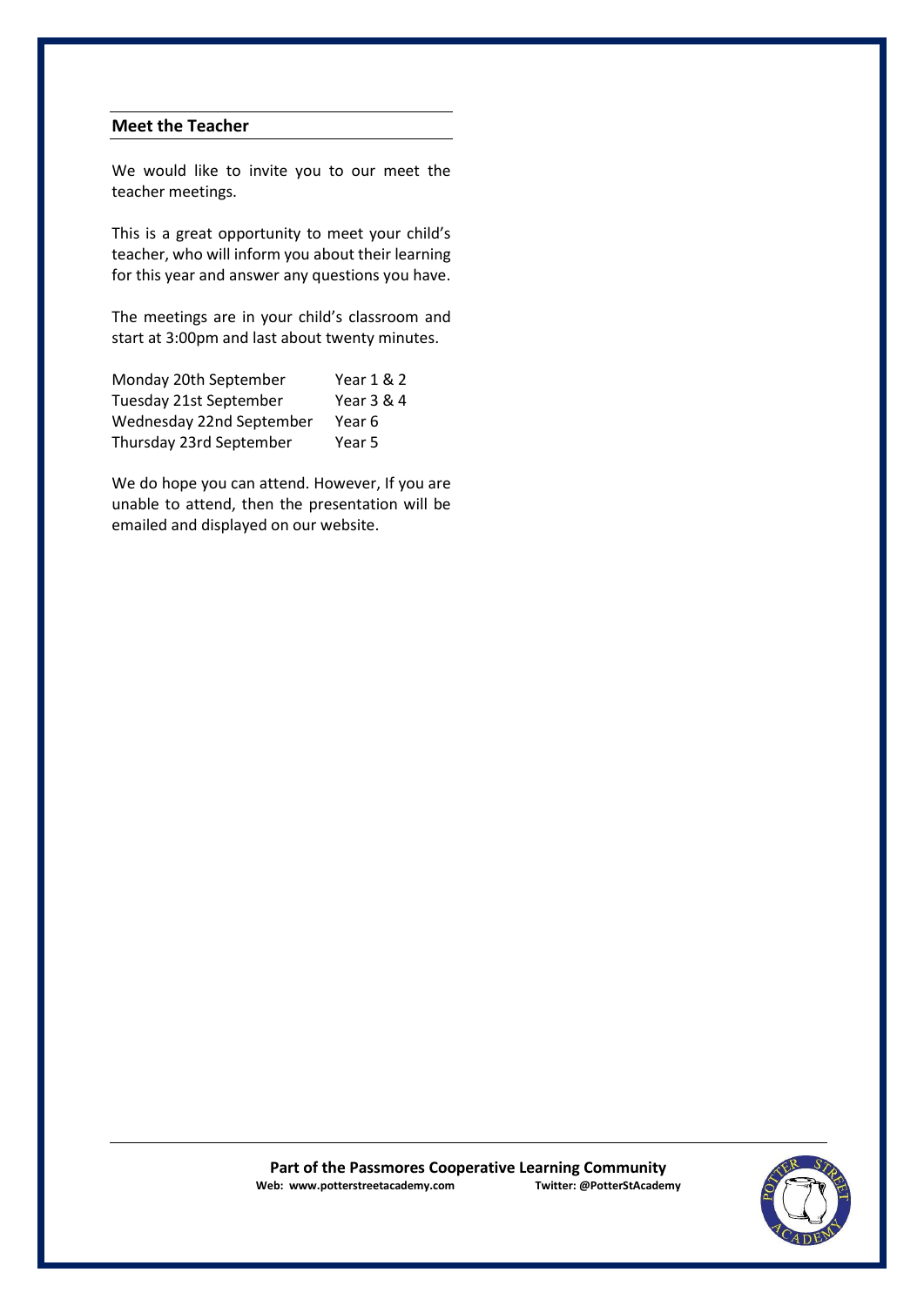## Meet the Teacher

We would like to invite you to our meet the teacher meetings.

This is a great opportunity to meet your child's teacher, who will inform you about their learning for this year and answer any questions you have.

The meetings are in your child's classroom and start at 3:00pm and last about twenty minutes.

| | |
|---|---|
| Monday 20th September | Year 1 & 2 |
| Tuesday 21st September | Year 3 & 4 |
| Wednesday 22nd September | Year 6 |
| Thursday 23rd September | Year 5 |

We do hope you can attend. However, If you are unable to attend, then the presentation will be emailed and displayed on our website.

**Part of the Passmores Cooperative Learning Community**
**Web: www.potterstreetacademy.com** **Twitter: @PotterStAcademy**